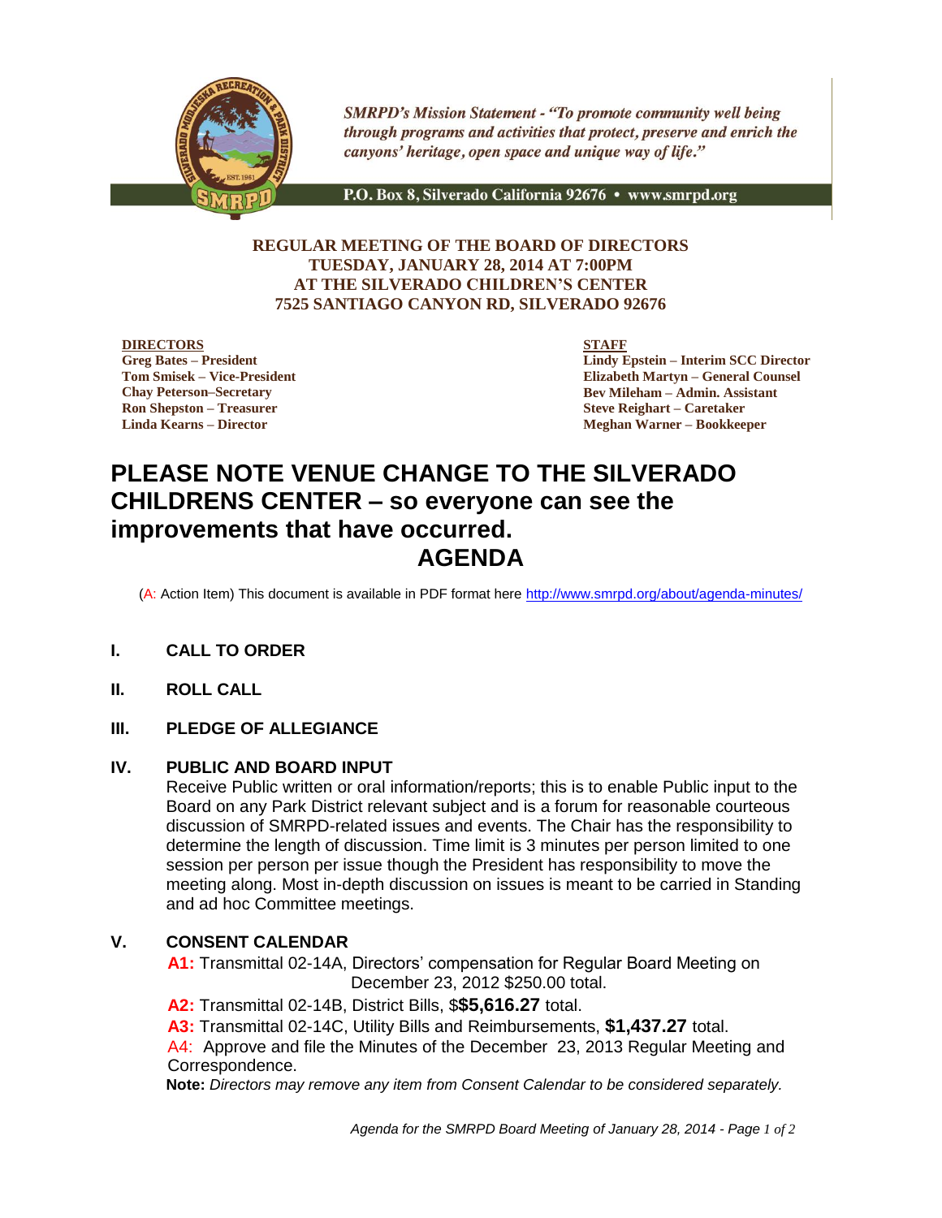SMRPD's Mission Statement - *"To promote community well being through programs and activities that protect, preserve and enrich the canyons' heritage, open space and unique way of life."*

P.O. Box 8, Silverado California 92676 • www.smrpd.org

**REGULAR MEETING OF THE BOARD OF DIRECTORS**
**TUESDAY, JANUARY 28, 2014 AT 7:00PM**
**AT THE SILVERADO CHILDREN'S CENTER**
**7525 SANTIAGO CANYON RD, SILVERADO 92676**

**DIRECTORS**
**Greg Bates – President**
**Tom Smisek – Vice-President**
**Chay Peterson–Secretary**
**Ron Shepston – Treasurer**
**Linda Kearns – Director**

**STAFF**
**Lindy Epstein – Interim SCC Director**
**Elizabeth Martyn – General Counsel**
**Bev Mileham – Admin. Assistant**
**Steve Reighart – Caretaker**
**Meghan Warner – Bookkeeper**

# PLEASE NOTE VENUE CHANGE TO THE SILVERADO CHILDRENS CENTER – so everyone can see the improvements that have occurred.

# AGENDA

(A: Action Item) This document is available in PDF format here http://www.smrpd.org/about/agenda-minutes/

## I. CALL TO ORDER

## II. ROLL CALL

## III. PLEDGE OF ALLEGIANCE

## IV. PUBLIC AND BOARD INPUT

Receive Public written or oral information/reports; this is to enable Public input to the Board on any Park District relevant subject and is a forum for reasonable courteous discussion of SMRPD-related issues and events. The Chair has the responsibility to determine the length of discussion. Time limit is 3 minutes per person limited to one session per person per issue though the President has responsibility to move the meeting along. Most in-depth discussion on issues is meant to be carried in Standing and ad hoc Committee meetings.

## V. CONSENT CALENDAR

**A1:** Transmittal 02-14A, Directors' compensation for Regular Board Meeting on December 23, 2012 $250.00 total.

**A2:** Transmittal 02-14B, District Bills, $**$5,616.27** total.

**A3:** Transmittal 02-14C, Utility Bills and Reimbursements, **$1,437.27** total.

A4: Approve and file the Minutes of the December 23, 2013 Regular Meeting and Correspondence.

**Note:** *Directors may remove any item from Consent Calendar to be considered separately.*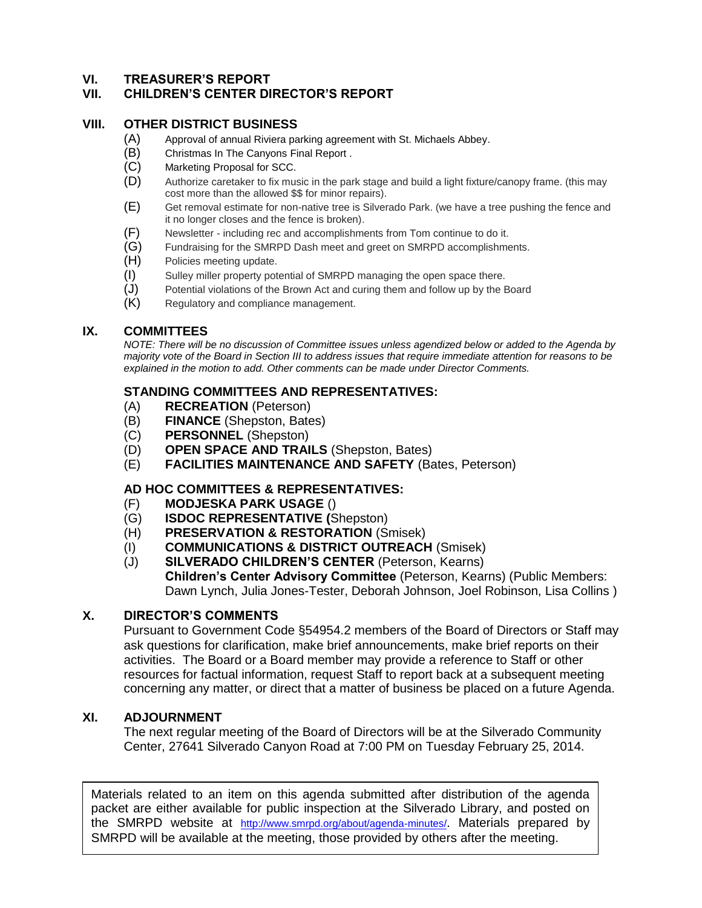## VI. TREASURER'S REPORT

## VII. CHILDREN'S CENTER DIRECTOR'S REPORT

## VIII. OTHER DISTRICT BUSINESS

(A) Approval of annual Riviera parking agreement with St. Michaels Abbey.

(B) Christmas In The Canyons Final Report .

(C) Marketing Proposal for SCC.

(D) Authorize caretaker to fix music in the park stage and build a light fixture/canopy frame. (this may cost more than the allowed $$ for minor repairs).

(E) Get removal estimate for non-native tree is Silverado Park. (we have a tree pushing the fence and it no longer closes and the fence is broken).

(F) Newsletter - including rec and accomplishments from Tom continue to do it.

(G) Fundraising for the SMRPD Dash meet and greet on SMRPD accomplishments.

(H) Policies meeting update.

(I) Sulley miller property potential of SMRPD managing the open space there.

(J) Potential violations of the Brown Act and curing them and follow up by the Board

(K) Regulatory and compliance management.

## IX. COMMITTEES

*NOTE: There will be no discussion of Committee issues unless agendized below or added to the Agenda by majority vote of the Board in Section III to address issues that require immediate attention for reasons to be explained in the motion to add. Other comments can be made under Director Comments.*

### STANDING COMMITTEES AND REPRESENTATIVES:

(A) **RECREATION** (Peterson)

(B) **FINANCE** (Shepston, Bates)

(C) **PERSONNEL** (Shepston)

(D) **OPEN SPACE AND TRAILS** (Shepston, Bates)

(E) **FACILITIES MAINTENANCE AND SAFETY** (Bates, Peterson)

### AD HOC COMMITTEES & REPRESENTATIVES:

(F) **MODJESKA PARK USAGE** ()

(G) **ISDOC REPRESENTATIVE (**Shepston)

(H) **PRESERVATION & RESTORATION** (Smisek)

(I) **COMMUNICATIONS & DISTRICT OUTREACH** (Smisek)

(J) **SILVERADO CHILDREN'S CENTER** (Peterson, Kearns)
**Children's Center Advisory Committee** (Peterson, Kearns) (Public Members: Dawn Lynch, Julia Jones-Tester, Deborah Johnson, Joel Robinson, Lisa Collins )

## X. DIRECTOR'S COMMENTS

Pursuant to Government Code §54954.2 members of the Board of Directors or Staff may ask questions for clarification, make brief announcements, make brief reports on their activities. The Board or a Board member may provide a reference to Staff or other resources for factual information, request Staff to report back at a subsequent meeting concerning any matter, or direct that a matter of business be placed on a future Agenda.

## XI. ADJOURNMENT

The next regular meeting of the Board of Directors will be at the Silverado Community Center, 27641 Silverado Canyon Road at 7:00 PM on Tuesday February 25, 2014.

Materials related to an item on this agenda submitted after distribution of the agenda packet are either available for public inspection at the Silverado Library, and posted on the SMRPD website at http://www.smrpd.org/about/agenda-minutes/. Materials prepared by SMRPD will be available at the meeting, those provided by others after the meeting.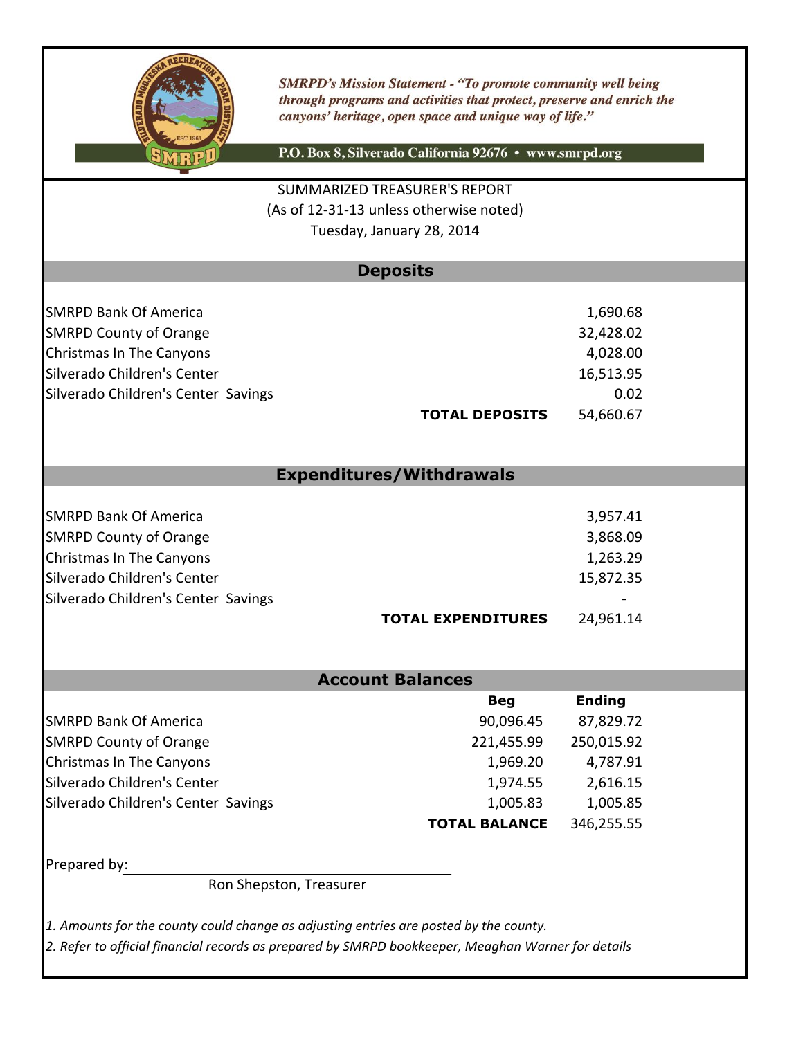SMRPD's Mission Statement - *"To promote community well being through programs and activities that protect, preserve and enrich the canyons' heritage, open space and unique way of life."*

P.O. Box 8, Silverado California 92676 • www.smrpd.org

SUMMARIZED TREASURER'S REPORT
(As of 12-31-13 unless otherwise noted)
Tuesday, January 28, 2014

## Deposits

| | |
|---|---|
| SMRPD Bank Of America | 1,690.68 |
| SMRPD County of Orange | 32,428.02 |
| Christmas In The Canyons | 4,028.00 |
| Silverado Children's Center | 16,513.95 |
| Silverado Children's Center Savings | 0.02 |
| **TOTAL DEPOSITS** | 54,660.67 |

## Expenditures/Withdrawals

| | |
|---|---|
| SMRPD Bank Of America | 3,957.41 |
| SMRPD County of Orange | 3,868.09 |
| Christmas In The Canyons | 1,263.29 |
| Silverado Children's Center | 15,872.35 |
| Silverado Children's Center Savings | - |
| **TOTAL EXPENDITURES** | 24,961.14 |

## Account Balances

| | **Beg** | **Ending** |
|---|---|---|
| SMRPD Bank Of America | 90,096.45 | 87,829.72 |
| SMRPD County of Orange | 221,455.99 | 250,015.92 |
| Christmas In The Canyons | 1,969.20 | 4,787.91 |
| Silverado Children's Center | 1,974.55 | 2,616.15 |
| Silverado Children's Center Savings | 1,005.83 | 1,005.85 |
| | **TOTAL BALANCE** | 346,255.55 |

Prepared by: ______________________________

Ron Shepston, Treasurer

*1. Amounts for the county could change as adjusting entries are posted by the county.*

*2. Refer to official financial records as prepared by SMRPD bookkeeper, Meaghan Warner for details*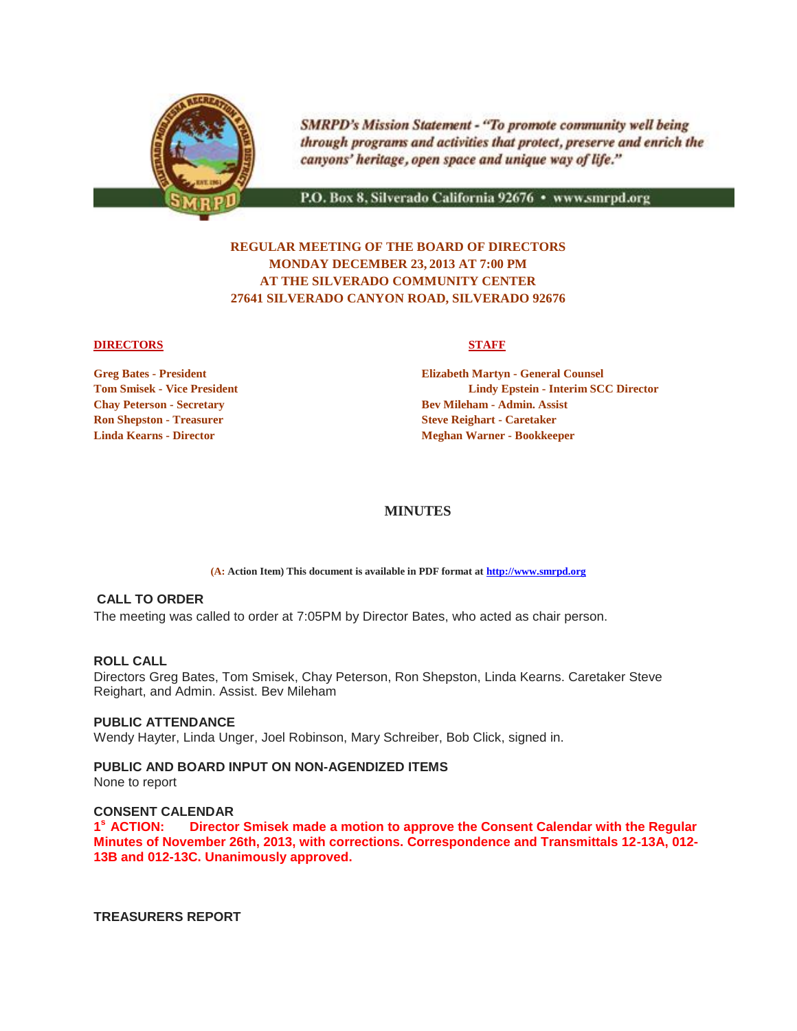SMRPD's Mission Statement - "To promote community well being through programs and activities that protect, preserve and enrich the canyons' heritage, open space and unique way of life."

P.O. Box 8, Silverado California 92676 • www.smrpd.org

**REGULAR MEETING OF THE BOARD OF DIRECTORS**
**MONDAY DECEMBER 23, 2013 AT 7:00 PM**
**AT THE SILVERADO COMMUNITY CENTER**
**27641 SILVERADO CANYON ROAD, SILVERADO 92676**

**DIRECTORS**

**Greg Bates - President**
**Tom Smisek - Vice President**
**Chay Peterson - Secretary**
**Ron Shepston - Treasurer**
**Linda Kearns - Director**

**STAFF**

**Elizabeth Martyn - General Counsel**
**Lindy Epstein - Interim SCC Director**
**Bev Mileham - Admin. Assist**
**Steve Reighart - Caretaker**
**Meghan Warner - Bookkeeper**

## MINUTES

**(A: Action Item) This document is available in PDF format at http://www.smrpd.org**

### CALL TO ORDER

The meeting was called to order at 7:05PM by Director Bates, who acted as chair person.

### ROLL CALL

Directors Greg Bates, Tom Smisek, Chay Peterson, Ron Shepston, Linda Kearns. Caretaker Steve Reighart, and Admin. Assist. Bev Mileham

### PUBLIC ATTENDANCE

Wendy Hayter, Linda Unger, Joel Robinson, Mary Schreiber, Bob Click, signed in.

### PUBLIC AND BOARD INPUT ON NON-AGENDIZED ITEMS

None to report

### CONSENT CALENDAR

**1s ACTION: Director Smisek made a motion to approve the Consent Calendar with the Regular Minutes of November 26th, 2013, with corrections. Correspondence and Transmittals 12-13A, 012-13B and 012-13C. Unanimously approved.**

### TREASURERS REPORT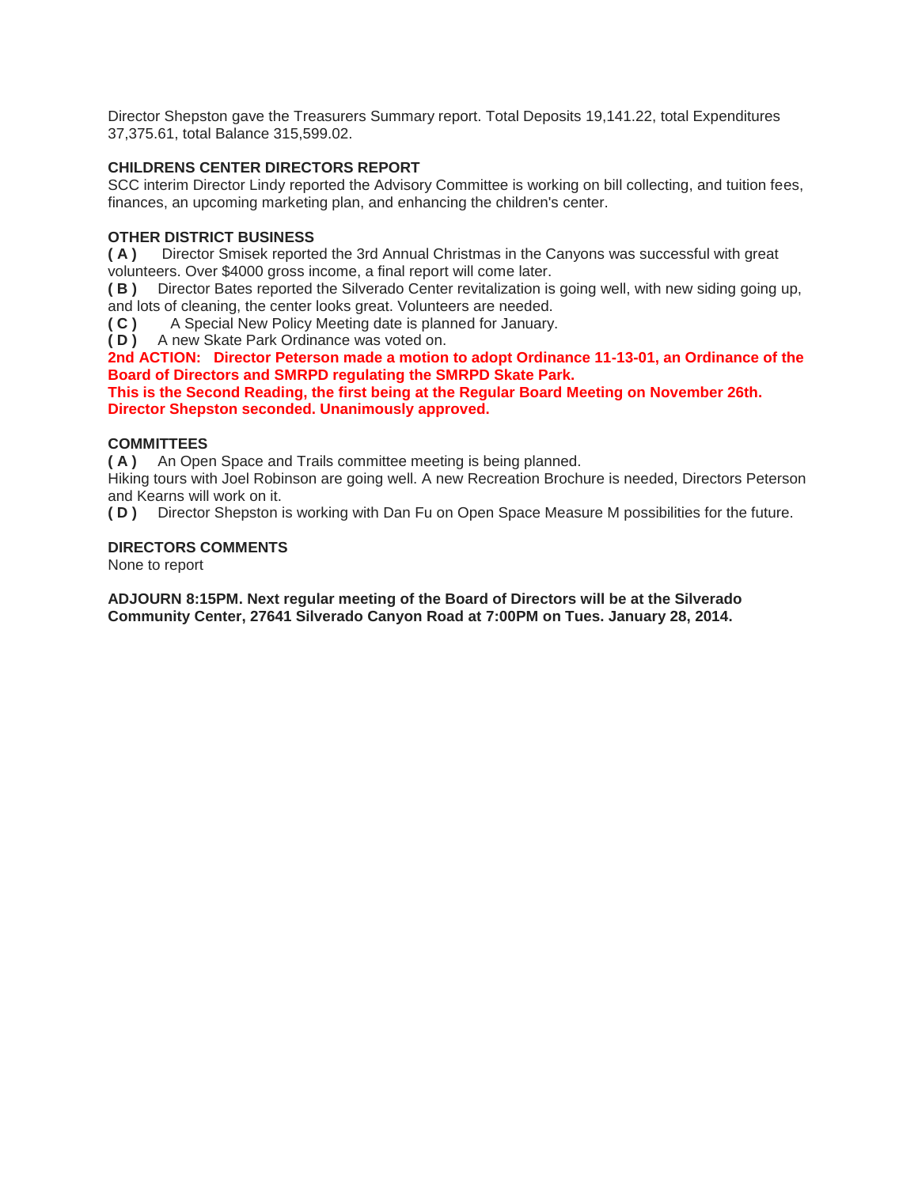Director Shepston gave the Treasurers Summary report. Total Deposits 19,141.22, total Expenditures 37,375.61, total Balance 315,599.02.

**CHILDRENS CENTER DIRECTORS REPORT**

SCC interim Director Lindy reported the Advisory Committee is working on bill collecting, and tuition fees, finances, an upcoming marketing plan, and enhancing the children's center.

**OTHER DISTRICT BUSINESS**

**( A )** Director Smisek reported the 3rd Annual Christmas in the Canyons was successful with great volunteers. Over $4000 gross income, a final report will come later.

**( B )** Director Bates reported the Silverado Center revitalization is going well, with new siding going up, and lots of cleaning, the center looks great. Volunteers are needed.

**( C )** A Special New Policy Meeting date is planned for January.

**( D )** A new Skate Park Ordinance was voted on.

**2nd ACTION: Director Peterson made a motion to adopt Ordinance 11-13-01, an Ordinance of the Board of Directors and SMRPD regulating the SMRPD Skate Park.**
**This is the Second Reading, the first being at the Regular Board Meeting on November 26th.**
**Director Shepston seconded. Unanimously approved.**

**COMMITTEES**

**( A )** An Open Space and Trails committee meeting is being planned.

Hiking tours with Joel Robinson are going well. A new Recreation Brochure is needed, Directors Peterson and Kearns will work on it.

**( D )** Director Shepston is working with Dan Fu on Open Space Measure M possibilities for the future.

**DIRECTORS COMMENTS**

None to report

**ADJOURN 8:15PM. Next regular meeting of the Board of Directors will be at the Silverado Community Center, 27641 Silverado Canyon Road at 7:00PM on Tues. January 28, 2014.**